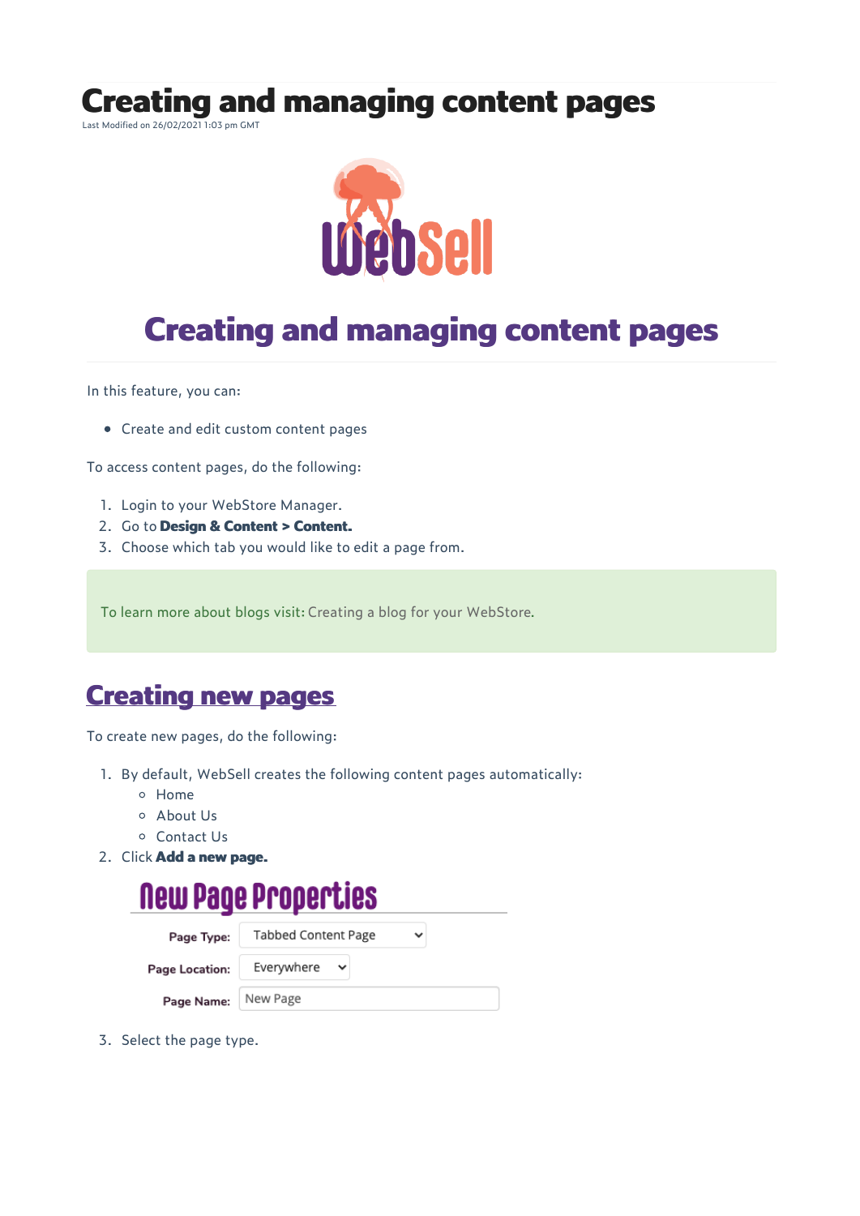# Creating and managing content pages

Last Modified on 26/02/2021 1:03 pm GMT

## Creating and managing content pages

In this feature, you can:

- Create and edit custom content pages

To access content pages, do the following:

1. Login to your WebStore Manager.
2. Go to **Design & Content > Content.**
3. Choose which tab you would like to edit a page from.

To learn more about blogs visit: Creating a blog for your WebStore.

## Creating new pages

To create new pages, do the following:

1. By default, WebSell creates the following content pages automatically:
   - Home
   - About Us
   - Contact Us
2. Click **Add a new page.**

   **New Page Properties**

   | | |
   |---|---|
   | **Page Type:** | Tabbed Content Page |
   | **Page Location:** | Everywhere |
   | **Page Name:** | New Page |

3. Select the page type.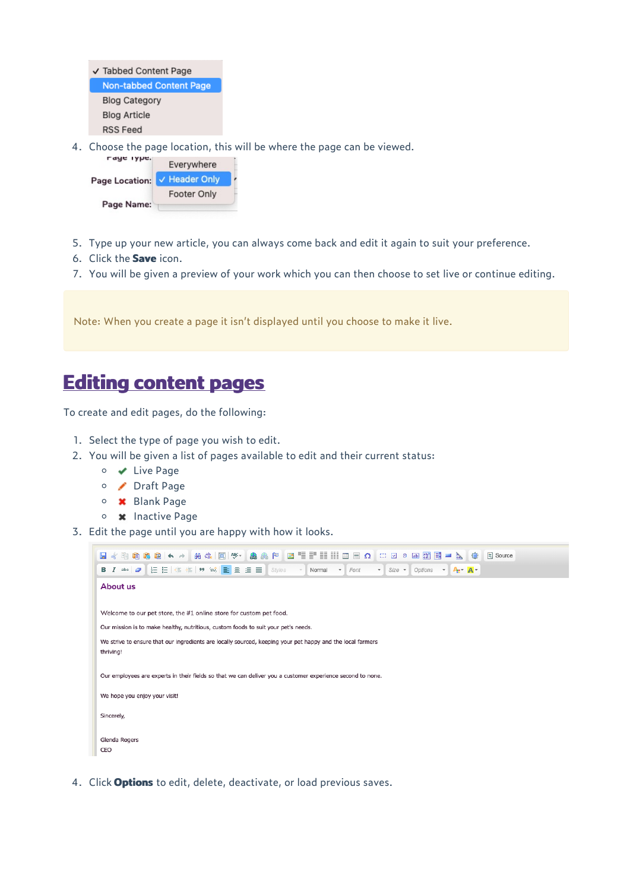✓ Tabbed Content Page
Non-tabbed Content Page
Blog Category
Blog Article
RSS Feed

4. Choose the page location, this will be where the page can be viewed.

Page Type:
Page Location: Everywhere / ✓ Header Only / Footer Only
Page Name:

5. Type up your new article, you can always come back and edit it again to suit your preference.
6. Click the **Save** icon.
7. You will be given a preview of your work which you can then choose to set live or continue editing.

> Note: When you create a page it isn't displayed until you choose to make it live.

## Editing content pages

To create and edit pages, do the following:

1. Select the type of page you wish to edit.
2. You will be given a list of pages available to edit and their current status:
   - ✔ Live Page
   - ✏ Draft Page
   - ✖ Blank Page
   - ✖ Inactive Page
3. Edit the page until you are happy with how it looks.

About us

Welcome to our pet store, the #1 online store for custom pet food.

Our mission is to make healthy, nutritious, custom foods to suit your pet's needs.

We strive to ensure that our ingredients are locally sourced, keeping you pet happy and the local farmers thriving!

Our employees are experts in their fields so that we can deliver you a customer experience second to none.

We hope you enjoy your visit!

Sincerely,

Glenda Rogers
CEO

4. Click **Options** to edit, delete, deactivate, or load previous saves.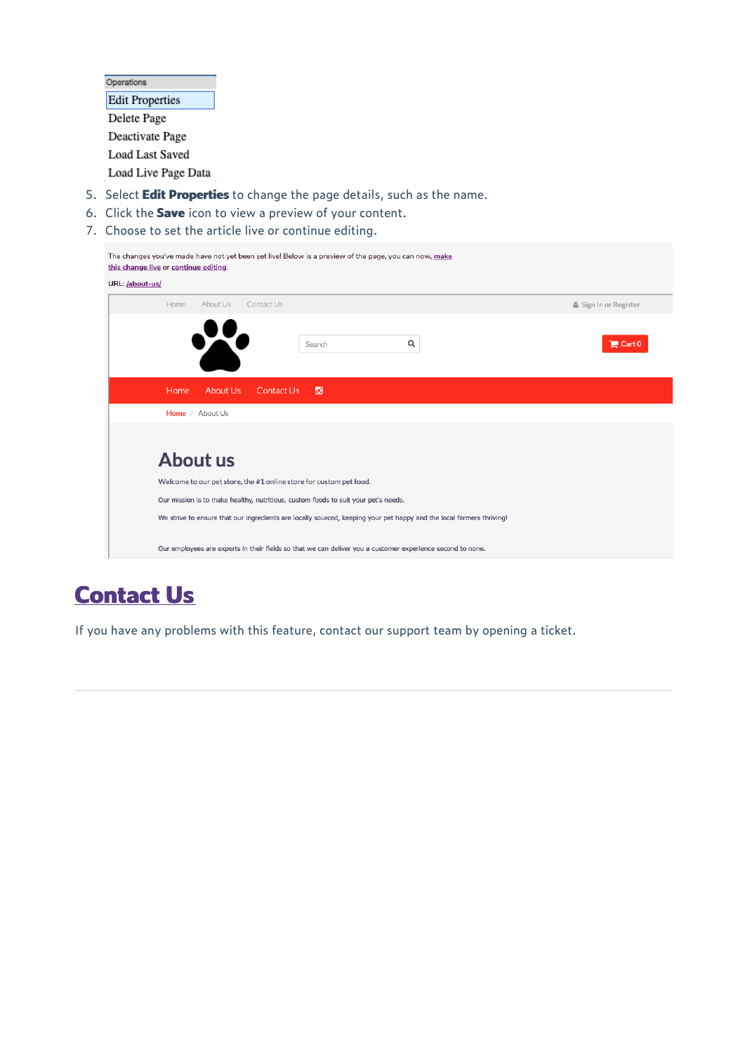Operations

Edit Properties
Delete Page
Deactivate Page
Load Last Saved
Load Live Page Data

5. Select **Edit Properties** to change the page details, such as the name.
6. Click the **Save** icon to view a preview of your content.
7. Choose to set the article live or continue editing.

The changes you've made have not yet been set live! Below is a preview of the page, you can now, make this change live or continue editing.

URL: /about-us/

Home About Us Contact Us Sign In or Register

Search Cart 0

Home About Us Contact Us

Home / About Us

About us

Welcome to our pet store, the #1 online store for custom pet food.

Our mission is to make healthy, nutritious, custom foods to suit your pet's needs.

We strive to ensure that our ingredients are locally sourced, keeping your pet happy and the local farmers thriving!

Our employees are experts in their fields so that we can deliver you a customer experience second to none.

## Contact Us

If you have any problems with this feature, contact our support team by opening a ticket.